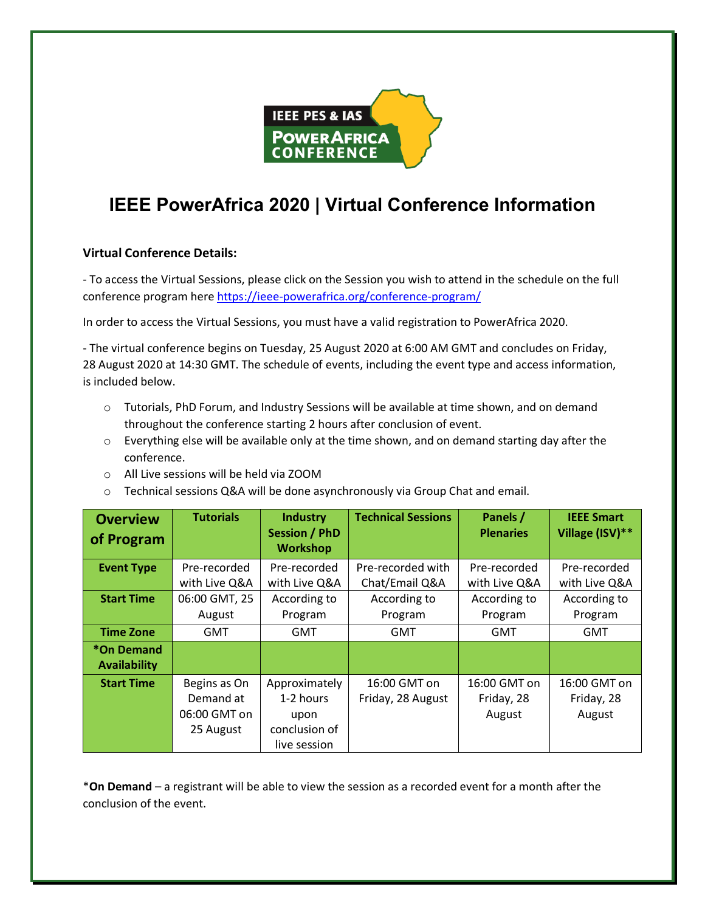# IEEE PowerAfrica 2020 | Virtual Conference Information

**Virtual Conference Details:**

- To access the Virtual Sessions, please click on the Session you wish to attend in the schedule on the full conference program here https://ieee-powerafrica.org/conference-program/

In order to access the Virtual Sessions, you must have a valid registration to PowerAfrica 2020.

- The virtual conference begins on Tuesday, 25 August 2020 at 6:00 AM GMT and concludes on Friday, 28 August 2020 at 14:30 GMT. The schedule of events, including the event type and access information, is included below.

- Tutorials, PhD Forum, and Industry Sessions will be available at time shown, and on demand throughout the conference starting 2 hours after conclusion of event.
- Everything else will be available only at the time shown, and on demand starting day after the conference.
- All Live sessions will be held via ZOOM
- Technical sessions Q&A will be done asynchronously via Group Chat and email.

| Overview of Program | Tutorials | Industry Session / PhD Workshop | Technical Sessions | Panels / Plenaries | IEEE Smart Village (ISV)** |
|---|---|---|---|---|---|
| **Event Type** | Pre-recorded with Live Q&A | Pre-recorded with Live Q&A | Pre-recorded with Chat/Email Q&A | Pre-recorded with Live Q&A | Pre-recorded with Live Q&A |
| **Start Time** | 06:00 GMT, 25 August | According to Program | According to Program | According to Program | According to Program |
| **Time Zone** | GMT | GMT | GMT | GMT | GMT |
| ***On Demand Availability** | | | | | |
| **Start Time** | Begins as On Demand at 06:00 GMT on 25 August | Approximately 1-2 hours upon conclusion of live session | 16:00 GMT on Friday, 28 August | 16:00 GMT on Friday, 28 August | 16:00 GMT on Friday, 28 August |

***On Demand** – a registrant will be able to view the session as a recorded event for a month after the conclusion of the event.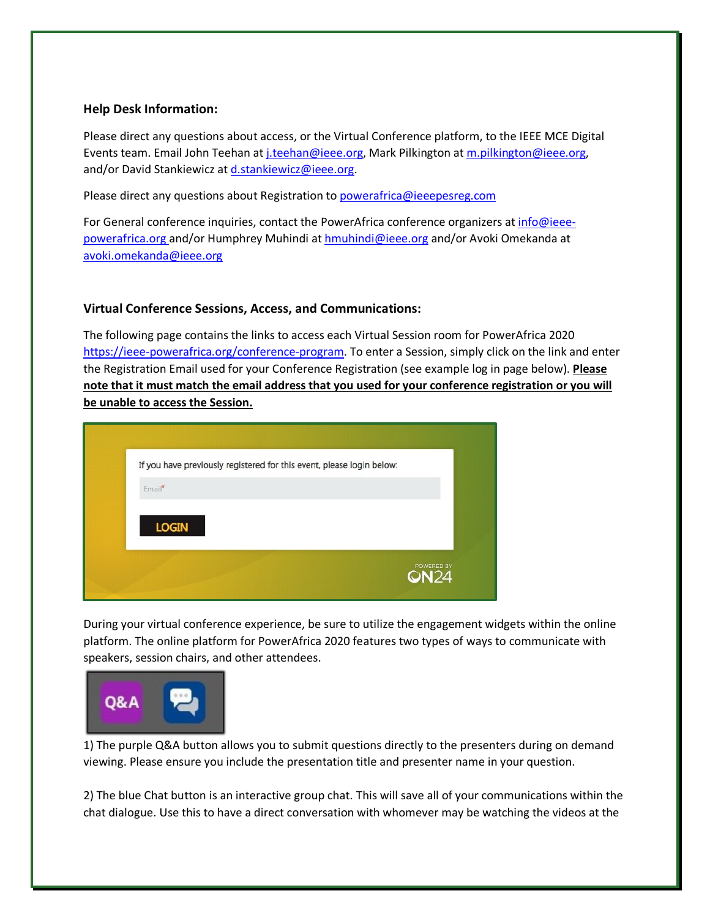**Help Desk Information:**

Please direct any questions about access, or the Virtual Conference platform, to the IEEE MCE Digital Events team. Email John Teehan at j.teehan@ieee.org, Mark Pilkington at m.pilkington@ieee.org, and/or David Stankiewicz at d.stankiewicz@ieee.org.

Please direct any questions about Registration to powerafrica@ieeepesreg.com

For General conference inquiries, contact the PowerAfrica conference organizers at info@ieee-powerafrica.org and/or Humphrey Muhindi at hmuhindi@ieee.org and/or Avoki Omekanda at avoki.omekanda@ieee.org

**Virtual Conference Sessions, Access, and Communications:**

The following page contains the links to access each Virtual Session room for PowerAfrica 2020 https://ieee-powerafrica.org/conference-program. To enter a Session, simply click on the link and enter the Registration Email used for your Conference Registration (see example log in page below). **Please note that it must match the email address that you used for your conference registration or you will be unable to access the Session.**

During your virtual conference experience, be sure to utilize the engagement widgets within the online platform. The online platform for PowerAfrica 2020 features two types of ways to communicate with speakers, session chairs, and other attendees.

1) The purple Q&A button allows you to submit questions directly to the presenters during on demand viewing. Please ensure you include the presentation title and presenter name in your question.

2) The blue Chat button is an interactive group chat. This will save all of your communications within the chat dialogue. Use this to have a direct conversation with whomever may be watching the videos at the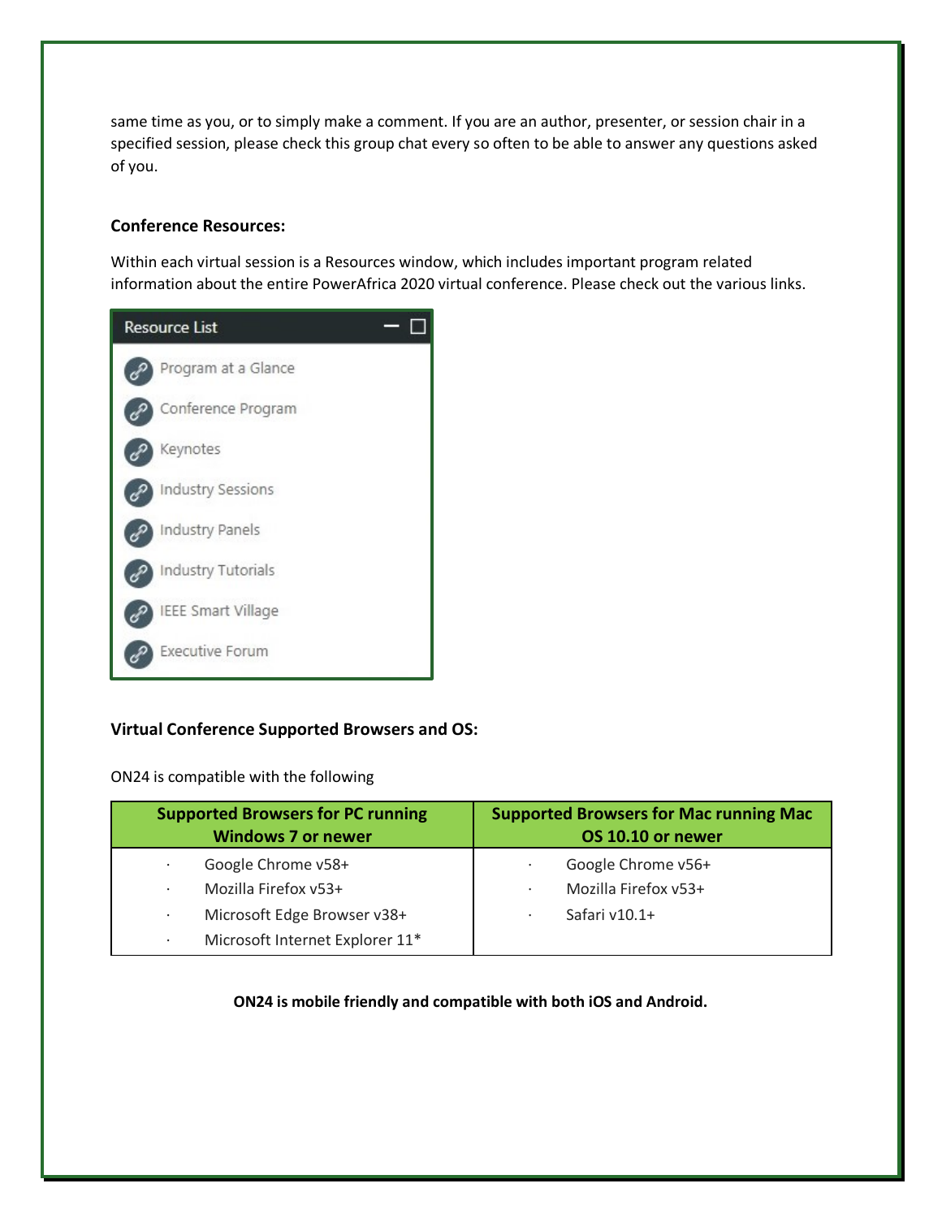same time as you, or to simply make a comment. If you are an author, presenter, or session chair in a specified session, please check this group chat every so often to be able to answer any questions asked of you.

**Conference Resources:**

Within each virtual session is a Resources window, which includes important program related information about the entire PowerAfrica 2020 virtual conference. Please check out the various links.

Resource List

- Program at a Glance
- Conference Program
- Keynotes
- Industry Sessions
- Industry Panels
- Industry Tutorials
- IEEE Smart Village
- Executive Forum

**Virtual Conference Supported Browsers and OS:**

ON24 is compatible with the following

| Supported Browsers for PC running Windows 7 or newer | Supported Browsers for Mac running Mac OS 10.10 or newer |
|---|---|
| · Google Chrome v58+ | · Google Chrome v56+ |
| · Mozilla Firefox v53+ | · Mozilla Firefox v53+ |
| · Microsoft Edge Browser v38+ | · Safari v10.1+ |
| · Microsoft Internet Explorer 11* | |

**ON24 is mobile friendly and compatible with both iOS and Android.**